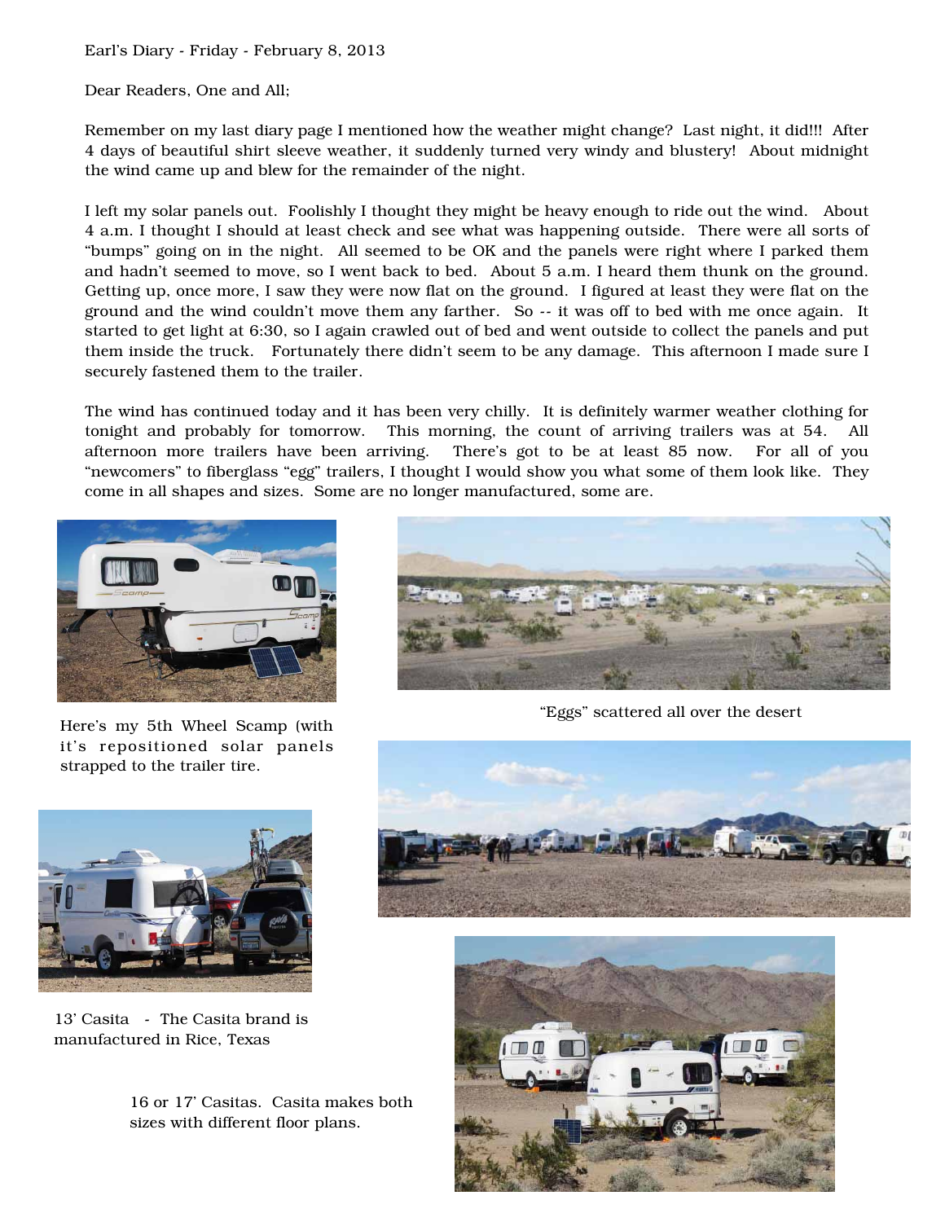Earl's Diary - Friday - February 8, 2013

Dear Readers, One and All;

Remember on my last diary page I mentioned how the weather might change? Last night, it did!!! After 4 days of beautiful shirt sleeve weather, it suddenly turned very windy and blustery! About midnight the wind came up and blew for the remainder of the night.

I left my solar panels out. Foolishly I thought they might be heavy enough to ride out the wind. About 4 a.m. I thought I should at least check and see what was happening outside. There were all sorts of "bumps" going on in the night. All seemed to be OK and the panels were right where I parked them and hadn't seemed to move, so I went back to bed. About 5 a.m. I heard them thunk on the ground. Getting up, once more, I saw they were now flat on the ground. I figured at least they were flat on the ground and the wind couldn't move them any farther. So -- it was off to bed with me once again. It started to get light at 6:30, so I again crawled out of bed and went outside to collect the panels and put them inside the truck. Fortunately there didn't seem to be any damage. This afternoon I made sure I securely fastened them to the trailer.

The wind has continued today and it has been very chilly. It is definitely warmer weather clothing for tonight and probably for tomorrow. This morning, the count of arriving trailers was at 54. All afternoon more trailers have been arriving. There's got to be at least 85 now. For all of you "newcomers" to fiberglass "egg" trailers, I thought I would show you what some of them look like. They come in all shapes and sizes. Some are no longer manufactured, some are.

Here's my 5th Wheel Scamp (with it's repositioned solar panels strapped to the trailer tire.

"Eggs" scattered all over the desert

13' Casita - The Casita brand is manufactured in Rice, Texas

16 or 17' Casitas. Casita makes both sizes with different floor plans.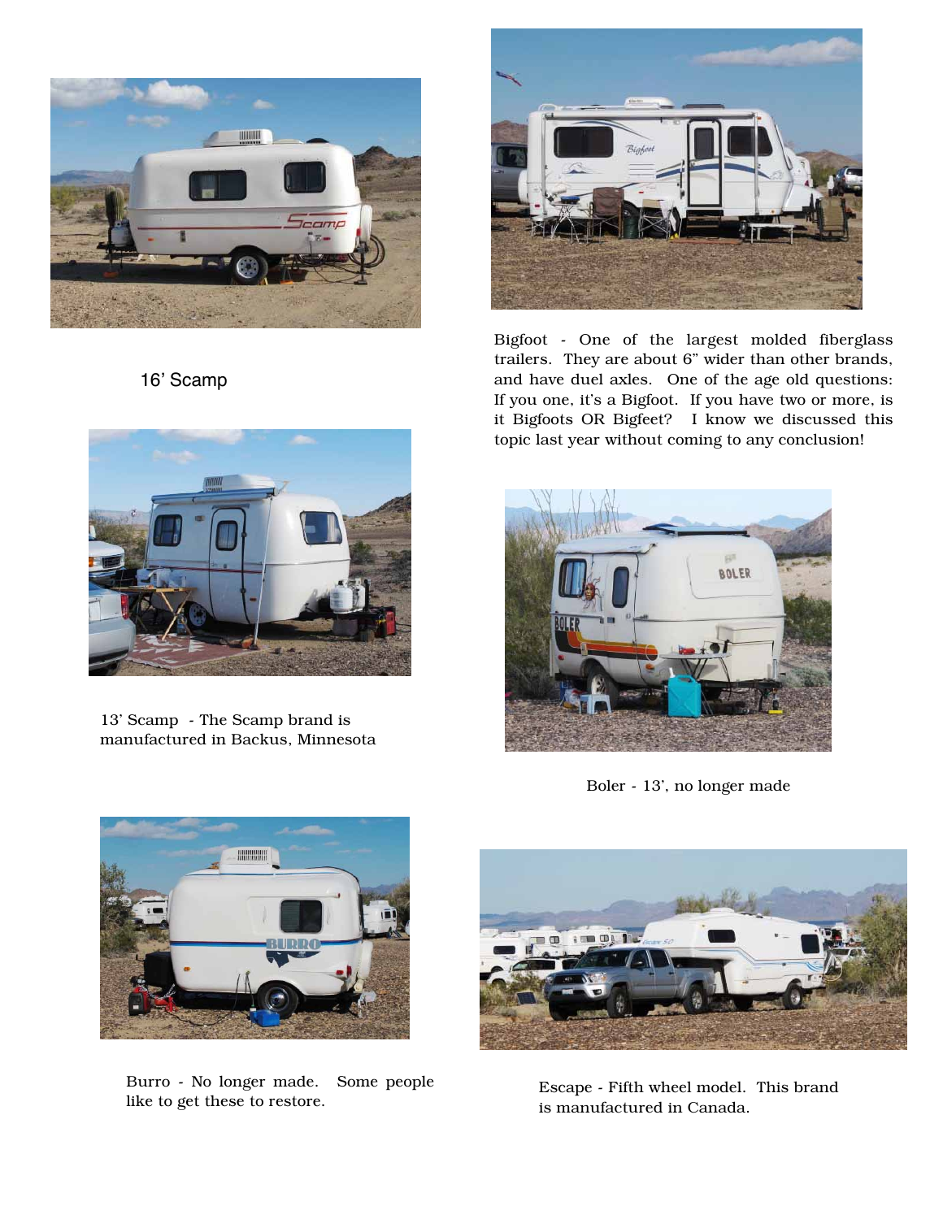16' Scamp

Bigfoot - One of the largest molded fiberglass trailers. They are about 6" wider than other brands, and have duel axles. One of the age old questions: If you one, it's a Bigfoot. If you have two or more, is it Bigfoots OR Bigfeet? I know we discussed this topic last year without coming to any conclusion!

13' Scamp - The Scamp brand is manufactured in Backus, Minnesota

Boler - 13', no longer made

Burro - No longer made. Some people like to get these to restore.

Escape - Fifth wheel model. This brand is manufactured in Canada.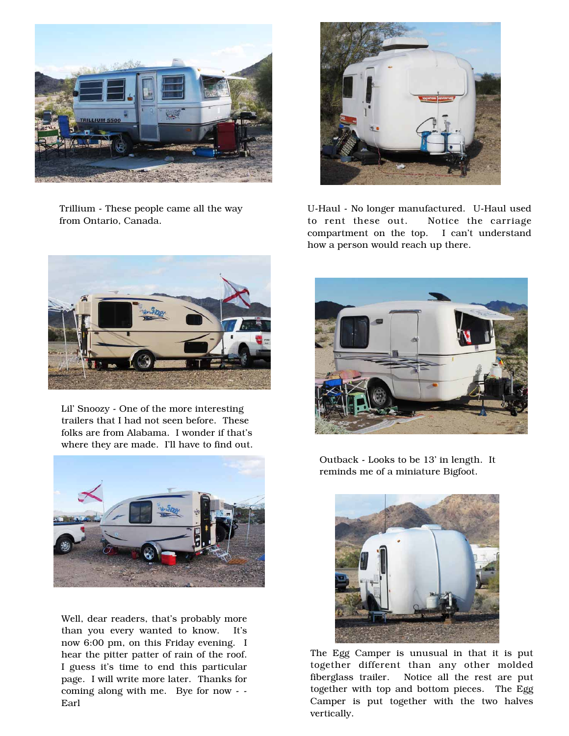Trillium - These people came all the way from Ontario, Canada.

U-Haul - No longer manufactured. U-Haul used to rent these out. Notice the carriage compartment on the top. I can't understand how a person would reach up there.

Lil' Snoozy - One of the more interesting trailers that I had not seen before. These folks are from Alabama. I wonder if that's where they are made. I'll have to find out.

Outback - Looks to be 13' in length. It reminds me of a miniature Bigfoot.

Well, dear readers, that's probably more than you every wanted to know. It's now 6:00 pm, on this Friday evening. I hear the pitter patter of rain of the roof. I guess it's time to end this particular page. I will write more later. Thanks for coming along with me. Bye for now - - Earl

The Egg Camper is unusual in that it is put together different than any other molded fiberglass trailer. Notice all the rest are put together with top and bottom pieces. The Egg Camper is put together with the two halves vertically.